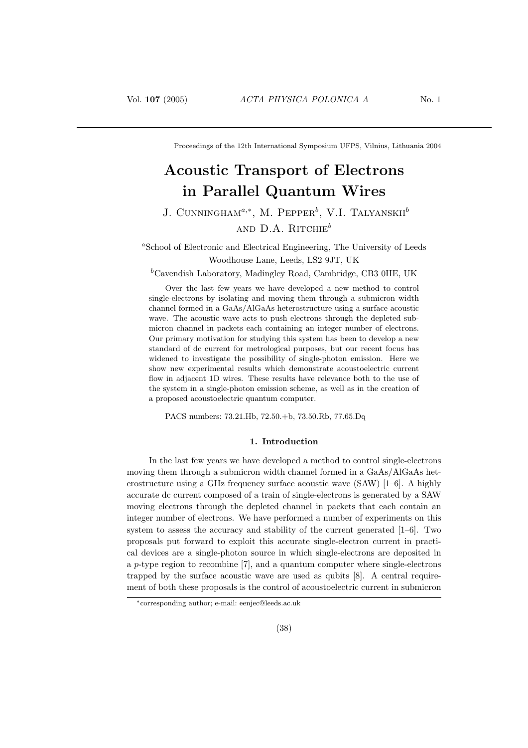Proceedings of the 12th International Symposium UFPS, Vilnius, Lithuania 2004

# Acoustic Transport of Electrons in Parallel Quantum Wires

J. Cunningham[a,*], M. Pepper[b], V.I. Talyanskii[b] and D.A. Ritchie[b]

[a]School of Electronic and Electrical Engineering, The University of Leeds Woodhouse Lane, Leeds, LS2 9JT, UK

[b]Cavendish Laboratory, Madingley Road, Cambridge, CB3 0HE, UK

Over the last few years we have developed a new method to control single-electrons by isolating and moving them through a submicron width channel formed in a GaAs/AlGaAs heterostructure using a surface acoustic wave. The acoustic wave acts to push electrons through the depleted submicron channel in packets each containing an integer number of electrons. Our primary motivation for studying this system has been to develop a new standard of dc current for metrological purposes, but our recent focus has widened to investigate the possibility of single-photon emission. Here we show new experimental results which demonstrate acoustoelectric current flow in adjacent 1D wires. These results have relevance both to the use of the system in a single-photon emission scheme, as well as in the creation of a proposed acoustoelectric quantum computer.

PACS numbers: 73.21.Hb, 72.50.+b, 73.50.Rb, 77.65.Dq

## 1. Introduction

In the last few years we have developed a method to control single-electrons moving them through a submicron width channel formed in a GaAs/AlGaAs heterostructure using a GHz frequency surface acoustic wave (SAW) [1–6]. A highly accurate dc current composed of a train of single-electrons is generated by a SAW moving electrons through the depleted channel in packets that each contain an integer number of electrons. We have performed a number of experiments on this system to assess the accuracy and stability of the current generated [1–6]. Two proposals put forward to exploit this accurate single-electron current in practical devices are a single-photon source in which single-electrons are deposited in a *p*-type region to recombine [7], and a quantum computer where single-electrons trapped by the surface acoustic wave are used as qubits [8]. A central requirement of both these proposals is the control of acoustoelectric current in submicron

*corresponding author; e-mail: eenjec@leeds.ac.uk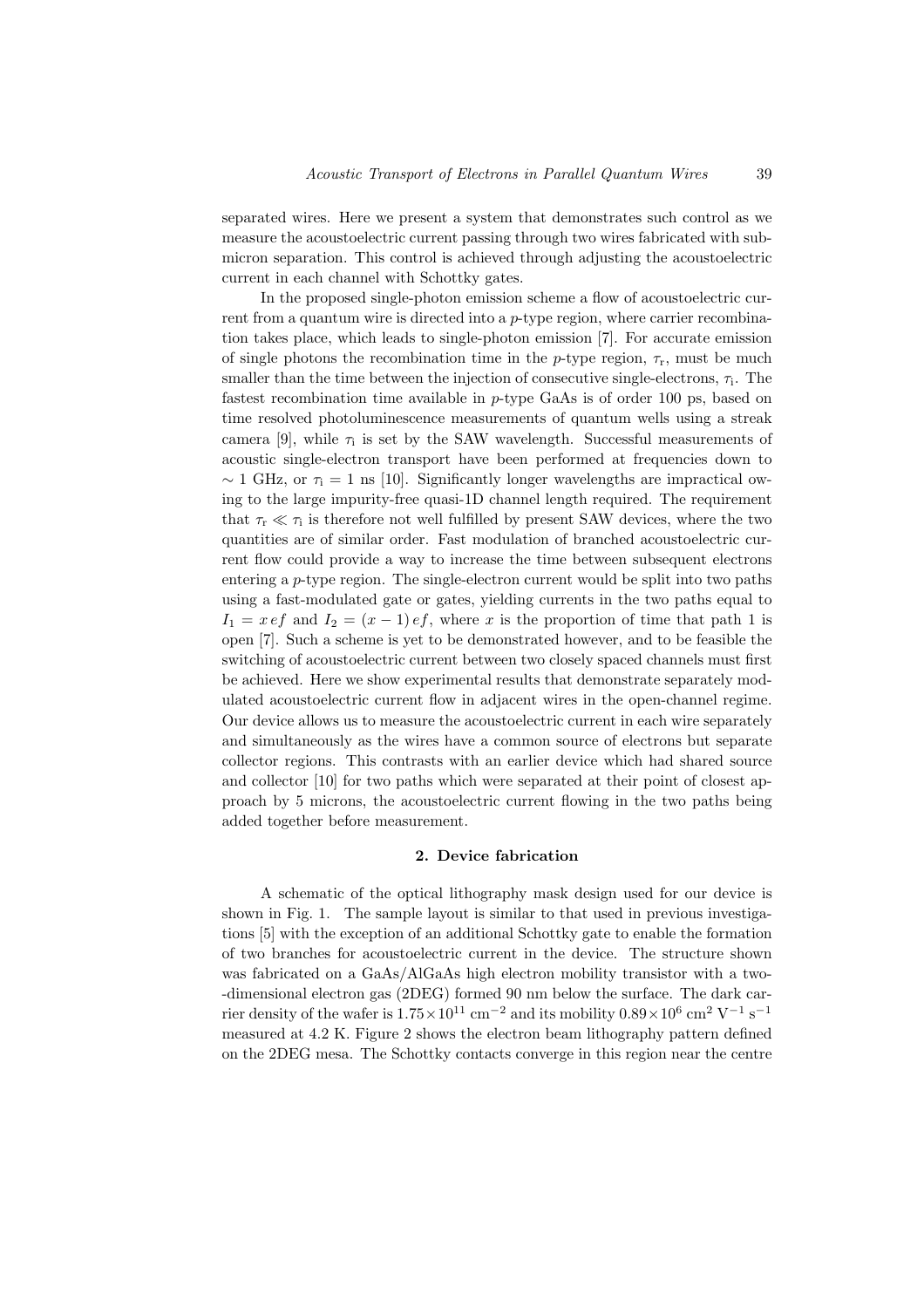separated wires. Here we present a system that demonstrates such control as we measure the acoustoelectric current passing through two wires fabricated with submicron separation. This control is achieved through adjusting the acoustoelectric current in each channel with Schottky gates.

In the proposed single-photon emission scheme a flow of acoustoelectric current from a quantum wire is directed into a *p*-type region, where carrier recombination takes place, which leads to single-photon emission [7]. For accurate emission of single photons the recombination time in the *p*-type region, $\tau_{\rm r}$, must be much smaller than the time between the injection of consecutive single-electrons, $\tau_{\rm i}$. The fastest recombination time available in *p*-type GaAs is of order 100 ps, based on time resolved photoluminescence measurements of quantum wells using a streak camera [9], while $\tau_{\rm i}$ is set by the SAW wavelength. Successful measurements of acoustic single-electron transport have been performed at frequencies down to $\sim 1$ GHz, or $\tau_{\rm i} = 1$ ns [10]. Significantly longer wavelengths are impractical owing to the large impurity-free quasi-1D channel length required. The requirement that $\tau_{\rm r} \ll \tau_{\rm i}$ is therefore not well fulfilled by present SAW devices, where the two quantities are of similar order. Fast modulation of branched acoustoelectric current flow could provide a way to increase the time between subsequent electrons entering a *p*-type region. The single-electron current would be split into two paths using a fast-modulated gate or gates, yielding currents in the two paths equal to $I_1 = x\,ef$ and $I_2 = (x-1)\,ef$, where $x$ is the proportion of time that path 1 is open [7]. Such a scheme is yet to be demonstrated however, and to be feasible the switching of acoustoelectric current between two closely spaced channels must first be achieved. Here we show experimental results that demonstrate separately modulated acoustoelectric current flow in adjacent wires in the open-channel regime. Our device allows us to measure the acoustoelectric current in each wire separately and simultaneously as the wires have a common source of electrons but separate collector regions. This contrasts with an earlier device which had shared source and collector [10] for two paths which were separated at their point of closest approach by 5 microns, the acoustoelectric current flowing in the two paths being added together before measurement.

## 2. Device fabrication

A schematic of the optical lithography mask design used for our device is shown in Fig. 1. The sample layout is similar to that used in previous investigations [5] with the exception of an additional Schottky gate to enable the formation of two branches for acoustoelectric current in the device. The structure shown was fabricated on a GaAs/AlGaAs high electron mobility transistor with a two-dimensional electron gas (2DEG) formed 90 nm below the surface. The dark carrier density of the wafer is $1.75 \times 10^{11}$ cm$^{-2}$ and its mobility $0.89 \times 10^{6}$ cm$^{2}$ V$^{-1}$ s$^{-1}$ measured at 4.2 K. Figure 2 shows the electron beam lithography pattern defined on the 2DEG mesa. The Schottky contacts converge in this region near the centre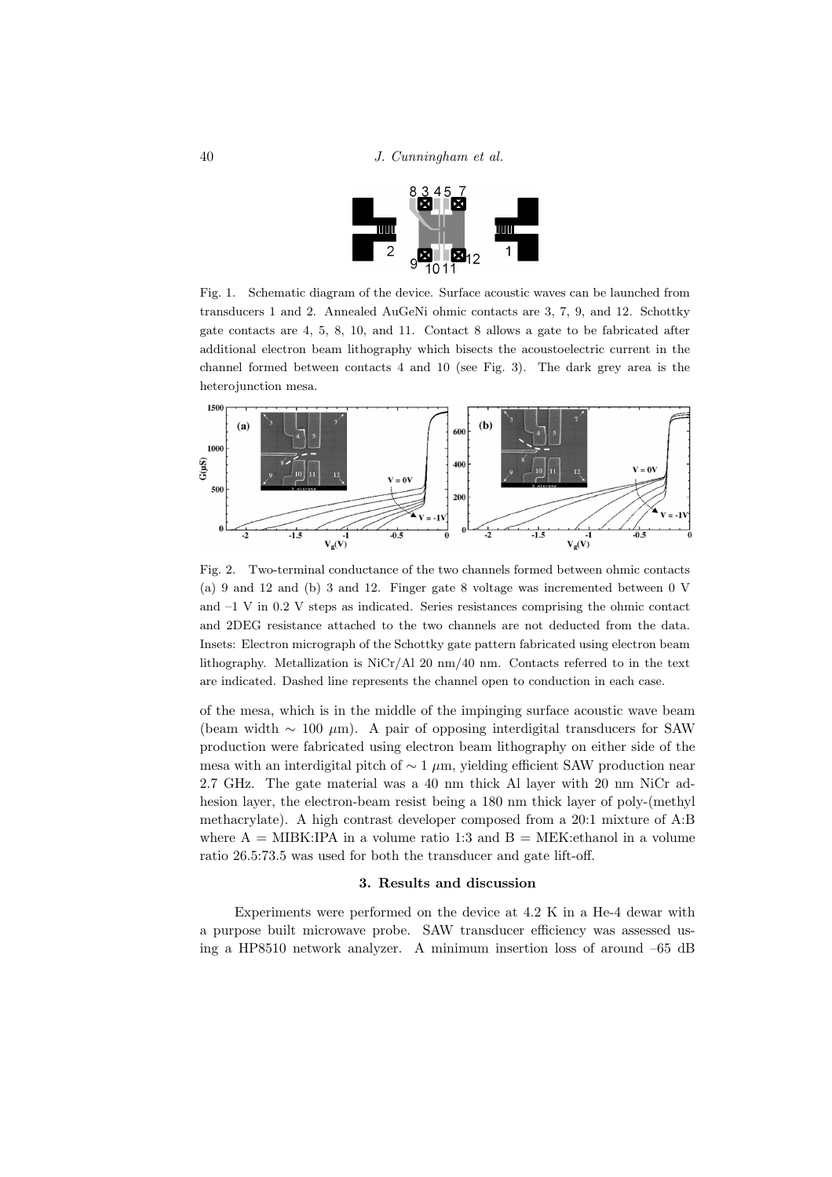Fig. 1. Schematic diagram of the device. Surface acoustic waves can be launched from transducers 1 and 2. Annealed AuGeNi ohmic contacts are 3, 7, 9, and 12. Schottky gate contacts are 4, 5, 8, 10, and 11. Contact 8 allows a gate to be fabricated after additional electron beam lithography which bisects the acoustoelectric current in the channel formed between contacts 4 and 10 (see Fig. 3). The dark grey area is the heterojunction mesa.

Fig. 2. Two-terminal conductance of the two channels formed between ohmic contacts (a) 9 and 12 and (b) 3 and 12. Finger gate 8 voltage was incremented between 0 V and –1 V in 0.2 V steps as indicated. Series resistances comprising the ohmic contact and 2DEG resistance attached to the two channels are not deducted from the data. Insets: Electron micrograph of the Schottky gate pattern fabricated using electron beam lithography. Metallization is NiCr/Al 20 nm/40 nm. Contacts referred to in the text are indicated. Dashed line represents the channel open to conduction in each case.

of the mesa, which is in the middle of the impinging surface acoustic wave beam (beam width $\sim 100\ \mu$m). A pair of opposing interdigital transducers for SAW production were fabricated using electron beam lithography on either side of the mesa with an interdigital pitch of $\sim 1\ \mu$m, yielding efficient SAW production near 2.7 GHz. The gate material was a 40 nm thick Al layer with 20 nm NiCr adhesion layer, the electron-beam resist being a 180 nm thick layer of poly-(methyl methacrylate). A high contrast developer composed from a 20:1 mixture of A:B where A = MIBK:IPA in a volume ratio 1:3 and B = MEK:ethanol in a volume ratio 26.5:73.5 was used for both the transducer and gate lift-off.

### 3. Results and discussion

Experiments were performed on the device at 4.2 K in a He-4 dewar with a purpose built microwave probe. SAW transducer efficiency was assessed using a HP8510 network analyzer. A minimum insertion loss of around –65 dB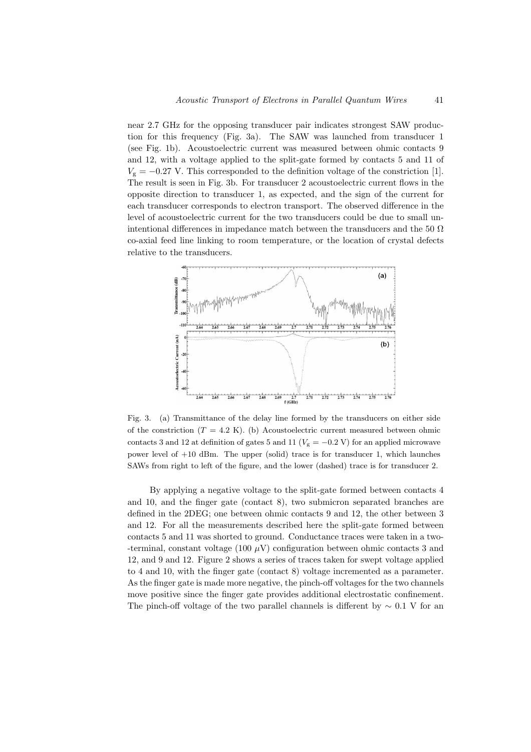near 2.7 GHz for the opposing transducer pair indicates strongest SAW production for this frequency (Fig. 3a). The SAW was launched from transducer 1 (see Fig. 1b). Acoustoelectric current was measured between ohmic contacts 9 and 12, with a voltage applied to the split-gate formed by contacts 5 and 11 of $V_g = -0.27$ V. This corresponded to the definition voltage of the constriction [1]. The result is seen in Fig. 3b. For transducer 2 acoustoelectric current flows in the opposite direction to transducer 1, as expected, and the sign of the current for each transducer corresponds to electron transport. The observed difference in the level of acoustoelectric current for the two transducers could be due to small unintentional differences in impedance match between the transducers and the 50 Ω co-axial feed line linking to room temperature, or the location of crystal defects relative to the transducers.

Fig. 3. (a) Transmittance of the delay line formed by the transducers on either side of the constriction ($T = 4.2$ K). (b) Acoustoelectric current measured between ohmic contacts 3 and 12 at definition of gates 5 and 11 ($V_g = -0.2$ V) for an applied microwave power level of +10 dBm. The upper (solid) trace is for transducer 1, which launches SAWs from right to left of the figure, and the lower (dashed) trace is for transducer 2.

By applying a negative voltage to the split-gate formed between contacts 4 and 10, and the finger gate (contact 8), two submicron separated branches are defined in the 2DEG; one between ohmic contacts 9 and 12, the other between 3 and 12. For all the measurements described here the split-gate formed between contacts 5 and 11 was shorted to ground. Conductance traces were taken in a two-terminal, constant voltage (100 $\mu$V) configuration between ohmic contacts 3 and 12, and 9 and 12. Figure 2 shows a series of traces taken for swept voltage applied to 4 and 10, with the finger gate (contact 8) voltage incremented as a parameter. As the finger gate is made more negative, the pinch-off voltages for the two channels move positive since the finger gate provides additional electrostatic confinement. The pinch-off voltage of the two parallel channels is different by $\sim 0.1$ V for an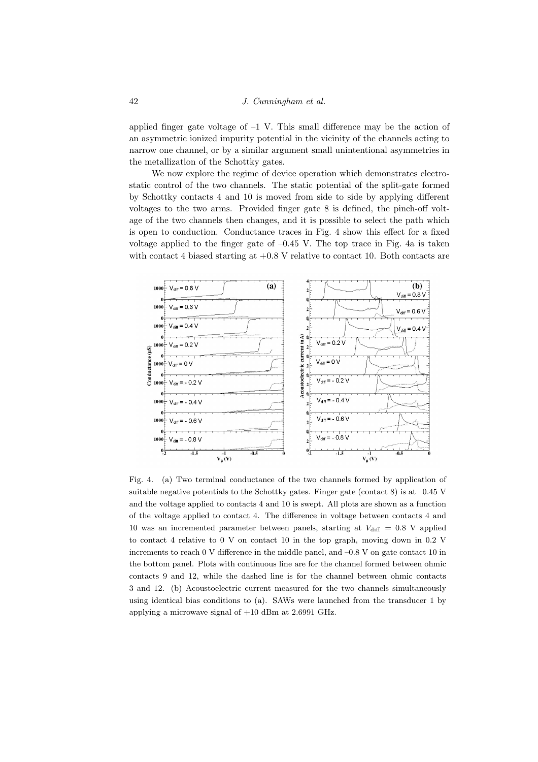applied finger gate voltage of –1 V. This small difference may be the action of an asymmetric ionized impurity potential in the vicinity of the channels acting to narrow one channel, or by a similar argument small unintentional asymmetries in the metallization of the Schottky gates.

We now explore the regime of device operation which demonstrates electrostatic control of the two channels. The static potential of the split-gate formed by Schottky contacts 4 and 10 is moved from side to side by applying different voltages to the two arms. Provided finger gate 8 is defined, the pinch-off voltage of the two channels then changes, and it is possible to select the path which is open to conduction. Conductance traces in Fig. 4 show this effect for a fixed voltage applied to the finger gate of –0.45 V. The top trace in Fig. 4a is taken with contact 4 biased starting at +0.8 V relative to contact 10. Both contacts are

Fig. 4. (a) Two terminal conductance of the two channels formed by application of suitable negative potentials to the Schottky gates. Finger gate (contact 8) is at –0.45 V and the voltage applied to contacts 4 and 10 is swept. All plots are shown as a function of the voltage applied to contact 4. The difference in voltage between contacts 4 and 10 was an incremented parameter between panels, starting at $V_{\text{diff}} = 0.8$ V applied to contact 4 relative to 0 V on contact 10 in the top graph, moving down in 0.2 V increments to reach 0 V difference in the middle panel, and –0.8 V on gate contact 10 in the bottom panel. Plots with continuous line are for the channel formed between ohmic contacts 9 and 12, while the dashed line is for the channel between ohmic contacts 3 and 12. (b) Acoustoelectric current measured for the two channels simultaneously using identical bias conditions to (a). SAWs were launched from the transducer 1 by applying a microwave signal of +10 dBm at 2.6991 GHz.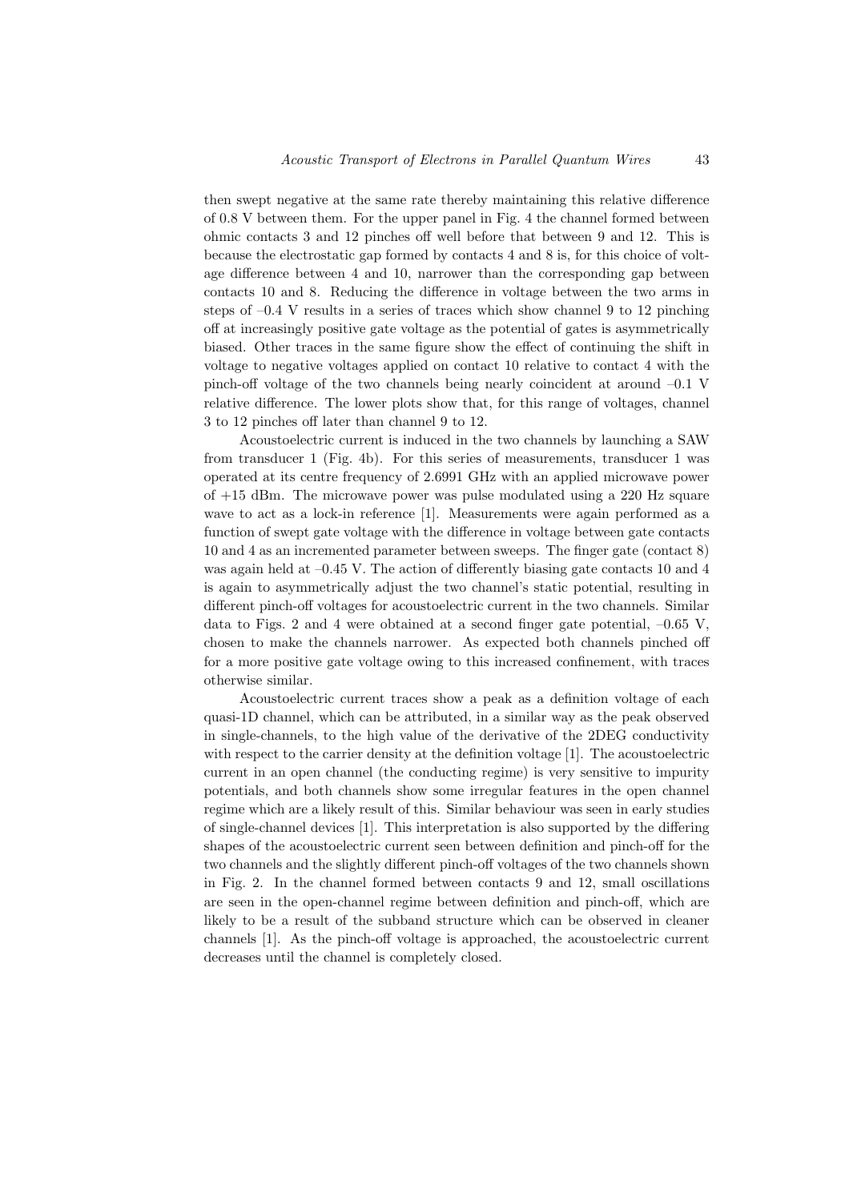then swept negative at the same rate thereby maintaining this relative difference of 0.8 V between them. For the upper panel in Fig. 4 the channel formed between ohmic contacts 3 and 12 pinches off well before that between 9 and 12. This is because the electrostatic gap formed by contacts 4 and 8 is, for this choice of voltage difference between 4 and 10, narrower than the corresponding gap between contacts 10 and 8. Reducing the difference in voltage between the two arms in steps of –0.4 V results in a series of traces which show channel 9 to 12 pinching off at increasingly positive gate voltage as the potential of gates is asymmetrically biased. Other traces in the same figure show the effect of continuing the shift in voltage to negative voltages applied on contact 10 relative to contact 4 with the pinch-off voltage of the two channels being nearly coincident at around –0.1 V relative difference. The lower plots show that, for this range of voltages, channel 3 to 12 pinches off later than channel 9 to 12.

Acoustoelectric current is induced in the two channels by launching a SAW from transducer 1 (Fig. 4b). For this series of measurements, transducer 1 was operated at its centre frequency of 2.6991 GHz with an applied microwave power of +15 dBm. The microwave power was pulse modulated using a 220 Hz square wave to act as a lock-in reference [1]. Measurements were again performed as a function of swept gate voltage with the difference in voltage between gate contacts 10 and 4 as an incremented parameter between sweeps. The finger gate (contact 8) was again held at –0.45 V. The action of differently biasing gate contacts 10 and 4 is again to asymmetrically adjust the two channel's static potential, resulting in different pinch-off voltages for acoustoelectric current in the two channels. Similar data to Figs. 2 and 4 were obtained at a second finger gate potential, –0.65 V, chosen to make the channels narrower. As expected both channels pinched off for a more positive gate voltage owing to this increased confinement, with traces otherwise similar.

Acoustoelectric current traces show a peak as a definition voltage of each quasi-1D channel, which can be attributed, in a similar way as the peak observed in single-channels, to the high value of the derivative of the 2DEG conductivity with respect to the carrier density at the definition voltage [1]. The acoustoelectric current in an open channel (the conducting regime) is very sensitive to impurity potentials, and both channels show some irregular features in the open channel regime which are a likely result of this. Similar behaviour was seen in early studies of single-channel devices [1]. This interpretation is also supported by the differing shapes of the acoustoelectric current seen between definition and pinch-off for the two channels and the slightly different pinch-off voltages of the two channels shown in Fig. 2. In the channel formed between contacts 9 and 12, small oscillations are seen in the open-channel regime between definition and pinch-off, which are likely to be a result of the subband structure which can be observed in cleaner channels [1]. As the pinch-off voltage is approached, the acoustoelectric current decreases until the channel is completely closed.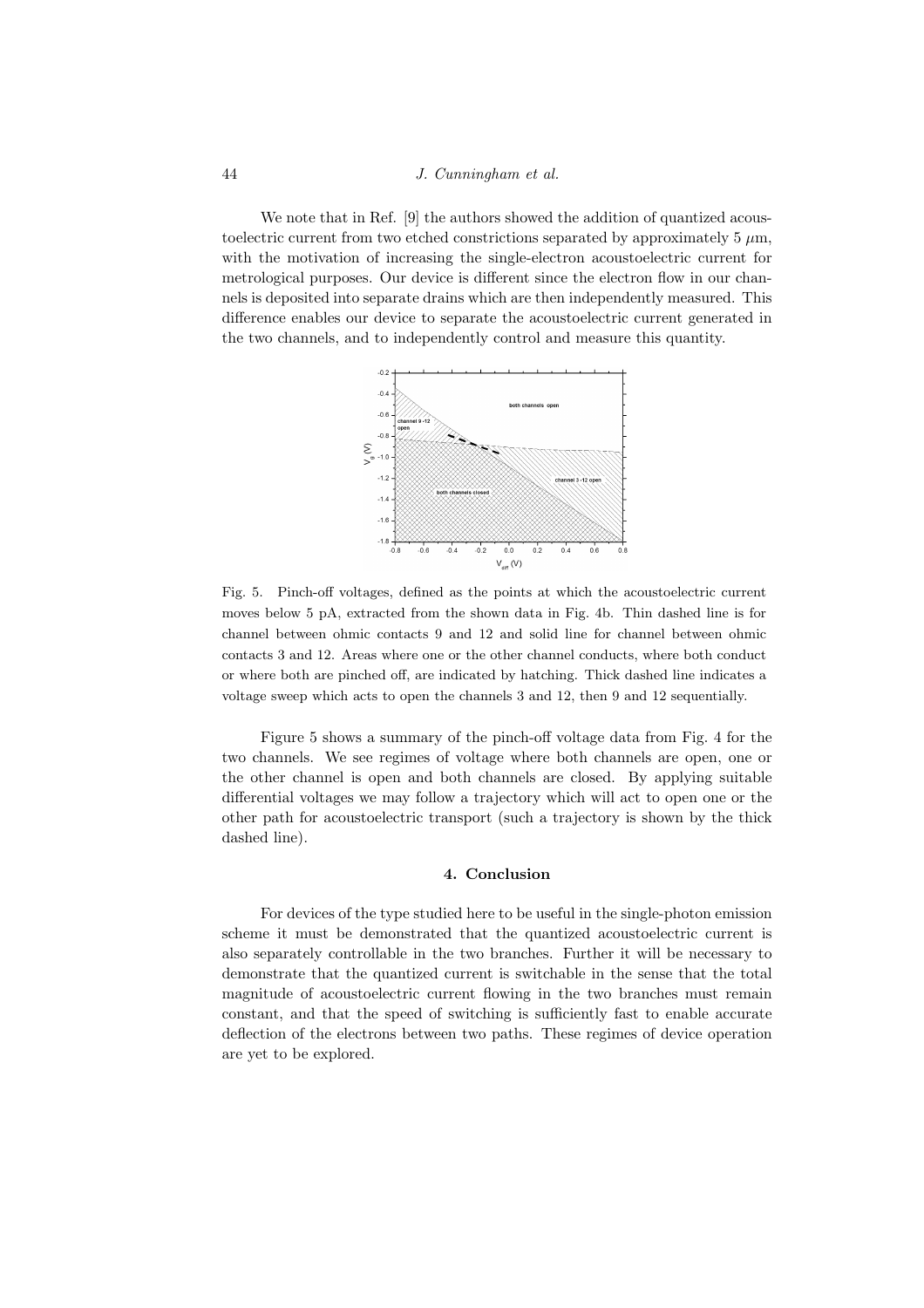We note that in Ref. [9] the authors showed the addition of quantized acoustoelectric current from two etched constrictions separated by approximately 5 $\mu$m, with the motivation of increasing the single-electron acoustoelectric current for metrological purposes. Our device is different since the electron flow in our channels is deposited into separate drains which are then independently measured. This difference enables our device to separate the acoustoelectric current generated in the two channels, and to independently control and measure this quantity.

Fig. 5. Pinch-off voltages, defined as the points at which the acoustoelectric current moves below 5 pA, extracted from the shown data in Fig. 4b. Thin dashed line is for channel between ohmic contacts 9 and 12 and solid line for channel between ohmic contacts 3 and 12. Areas where one or the other channel conducts, where both conduct or where both are pinched off, are indicated by hatching. Thick dashed line indicates a voltage sweep which acts to open the channels 3 and 12, then 9 and 12 sequentially.

Figure 5 shows a summary of the pinch-off voltage data from Fig. 4 for the two channels. We see regimes of voltage where both channels are open, one or the other channel is open and both channels are closed. By applying suitable differential voltages we may follow a trajectory which will act to open one or the other path for acoustoelectric transport (such a trajectory is shown by the thick dashed line).

## 4. Conclusion

For devices of the type studied here to be useful in the single-photon emission scheme it must be demonstrated that the quantized acoustoelectric current is also separately controllable in the two branches. Further it will be necessary to demonstrate that the quantized current is switchable in the sense that the total magnitude of acoustoelectric current flowing in the two branches must remain constant, and that the speed of switching is sufficiently fast to enable accurate deflection of the electrons between two paths. These regimes of device operation are yet to be explored.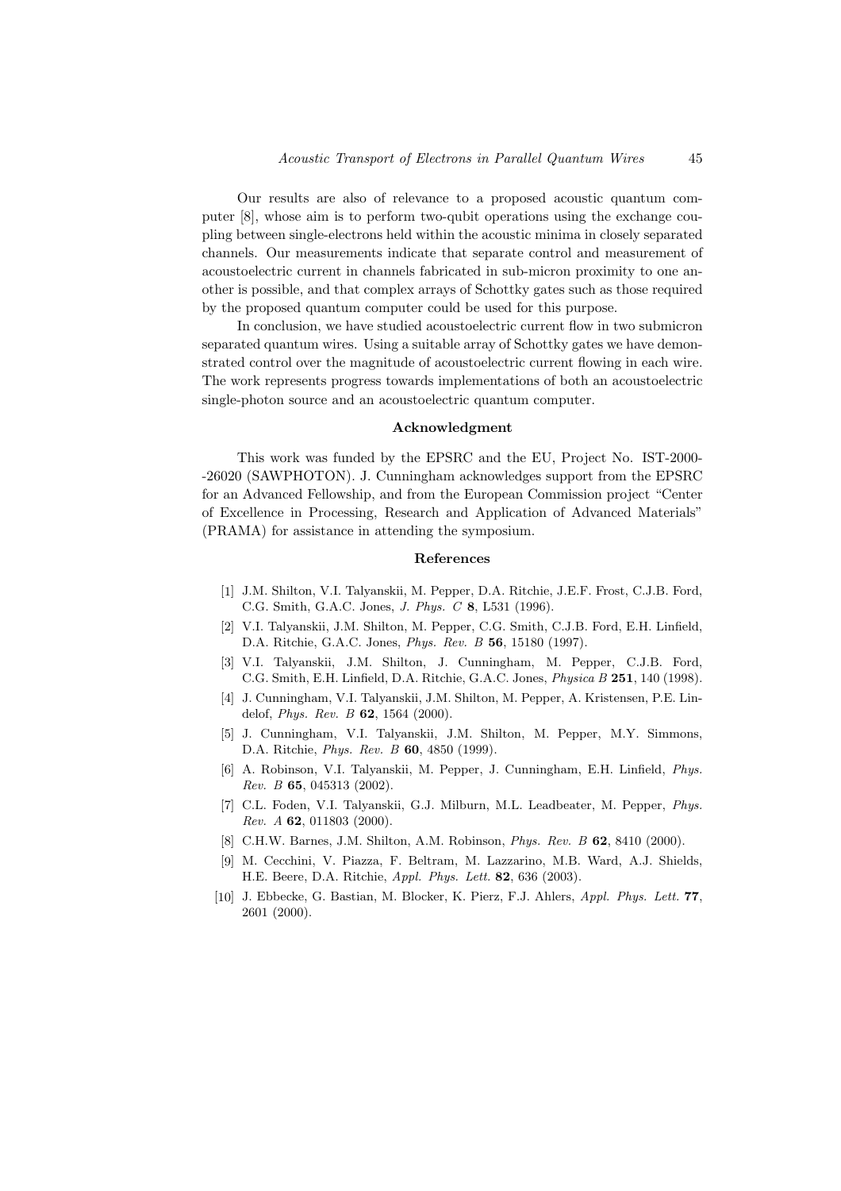Our results are also of relevance to a proposed acoustic quantum computer [8], whose aim is to perform two-qubit operations using the exchange coupling between single-electrons held within the acoustic minima in closely separated channels. Our measurements indicate that separate control and measurement of acoustoelectric current in channels fabricated in sub-micron proximity to one another is possible, and that complex arrays of Schottky gates such as those required by the proposed quantum computer could be used for this purpose.

In conclusion, we have studied acoustoelectric current flow in two submicron separated quantum wires. Using a suitable array of Schottky gates we have demonstrated control over the magnitude of acoustoelectric current flowing in each wire. The work represents progress towards implementations of both an acoustoelectric single-photon source and an acoustoelectric quantum computer.

## Acknowledgment

This work was funded by the EPSRC and the EU, Project No. IST-2000--26020 (SAWPHOTON). J. Cunningham acknowledges support from the EPSRC for an Advanced Fellowship, and from the European Commission project "Center of Excellence in Processing, Research and Application of Advanced Materials" (PRAMA) for assistance in attending the symposium.

## References

[1] J.M. Shilton, V.I. Talyanskii, M. Pepper, D.A. Ritchie, J.E.F. Frost, C.J.B. Ford, C.G. Smith, G.A.C. Jones, *J. Phys. C* **8**, L531 (1996).

[2] V.I. Talyanskii, J.M. Shilton, M. Pepper, C.G. Smith, C.J.B. Ford, E.H. Linfield, D.A. Ritchie, G.A.C. Jones, *Phys. Rev. B* **56**, 15180 (1997).

[3] V.I. Talyanskii, J.M. Shilton, J. Cunningham, M. Pepper, C.J.B. Ford, C.G. Smith, E.H. Linfield, D.A. Ritchie, G.A.C. Jones, *Physica B* **251**, 140 (1998).

[4] J. Cunningham, V.I. Talyanskii, J.M. Shilton, M. Pepper, A. Kristensen, P.E. Lindelof, *Phys. Rev. B* **62**, 1564 (2000).

[5] J. Cunningham, V.I. Talyanskii, J.M. Shilton, M. Pepper, M.Y. Simmons, D.A. Ritchie, *Phys. Rev. B* **60**, 4850 (1999).

[6] A. Robinson, V.I. Talyanskii, M. Pepper, J. Cunningham, E.H. Linfield, *Phys. Rev. B* **65**, 045313 (2002).

[7] C.L. Foden, V.I. Talyanskii, G.J. Milburn, M.L. Leadbeater, M. Pepper, *Phys. Rev. A* **62**, 011803 (2000).

[8] C.H.W. Barnes, J.M. Shilton, A.M. Robinson, *Phys. Rev. B* **62**, 8410 (2000).

[9] M. Cecchini, V. Piazza, F. Beltram, M. Lazzarino, M.B. Ward, A.J. Shields, H.E. Beere, D.A. Ritchie, *Appl. Phys. Lett.* **82**, 636 (2003).

[10] J. Ebbecke, G. Bastian, M. Blocker, K. Pierz, F.J. Ahlers, *Appl. Phys. Lett.* **77**, 2601 (2000).